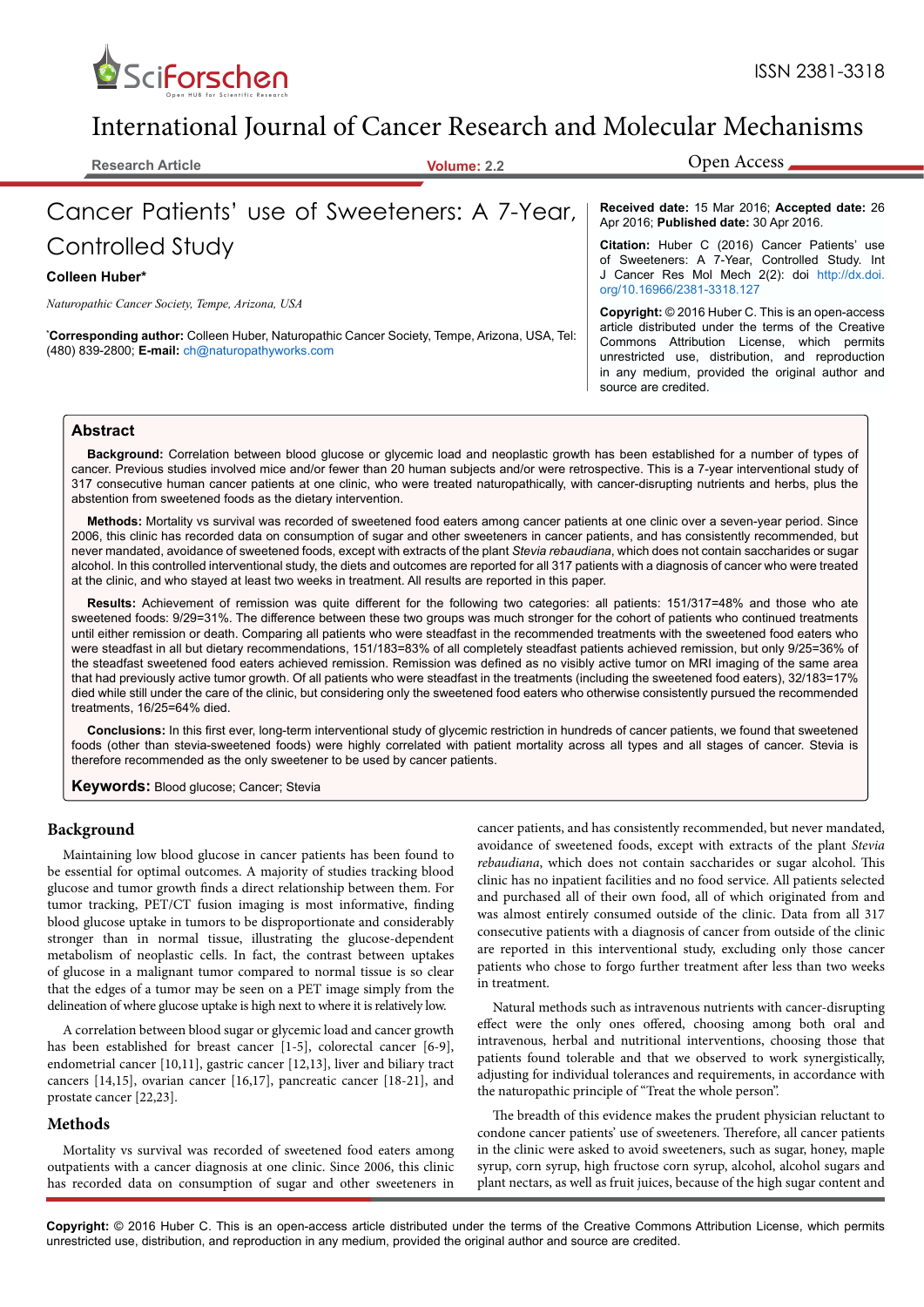# Cancer Patients' use of Sweeteners: A 7-Year, Controlled Study

**Colleen Huber***

*Naturopathic Cancer Society, Tempe, Arizona, USA*

***Corresponding author:** Colleen Huber, Naturopathic Cancer Society, Tempe, Arizona, USA, Tel: (480) 839-2800; **E-mail:** ch@naturopathyworks.com

**Received date:** 15 Mar 2016; **Accepted date:** 26 Apr 2016; **Published date:** 30 Apr 2016.

**Citation:** Huber C (2016) Cancer Patients' use of Sweeteners: A 7-Year, Controlled Study. Int J Cancer Res Mol Mech 2(2): doi http://dx.doi.org/10.16966/2381-3318.127

**Copyright:** © 2016 Huber C. This is an open-access article distributed under the terms of the Creative Commons Attribution License, which permits unrestricted use, distribution, and reproduction in any medium, provided the original author and source are credited.

## Abstract

**Background:** Correlation between blood glucose or glycemic load and neoplastic growth has been established for a number of types of cancer. Previous studies involved mice and/or fewer than 20 human subjects and/or were retrospective. This is a 7-year interventional study of 317 consecutive human cancer patients at one clinic, who were treated naturopathically, with cancer-disrupting nutrients and herbs, plus the abstention from sweetened foods as the dietary intervention.

**Methods:** Mortality vs survival was recorded of sweetened food eaters among cancer patients at one clinic over a seven-year period. Since 2006, this clinic has recorded data on consumption of sugar and other sweeteners in cancer patients, and has consistently recommended, but never mandated, avoidance of sweetened foods, except with extracts of the plant *Stevia rebaudiana*, which does not contain saccharides or sugar alcohol. In this controlled interventional study, the diets and outcomes are reported for all 317 patients with a diagnosis of cancer who were treated at the clinic, and who stayed at least two weeks in treatment. All results are reported in this paper.

**Results:** Achievement of remission was quite different for the following two categories: all patients: 151/317=48% and those who ate sweetened foods: 9/29=31%. The difference between these two groups was much stronger for the cohort of patients who continued treatments until either remission or death. Comparing all patients who were steadfast in the recommended treatments with the sweetened food eaters who were steadfast in all but dietary recommendations, 151/183=83% of all completely steadfast patients achieved remission, but only 9/25=36% of the steadfast sweetened food eaters achieved remission. Remission was defined as no visibly active tumor on MRI imaging of the same area that had previously active tumor growth. Of all patients who were steadfast in the treatments (including the sweetened food eaters), 32/183=17% died while still under the care of the clinic, but considering only the sweetened food eaters who otherwise consistently pursued the recommended treatments, 16/25=64% died.

**Conclusions:** In this first ever, long-term interventional study of glycemic restriction in hundreds of cancer patients, we found that sweetened foods (other than stevia-sweetened foods) were highly correlated with patient mortality across all types and all stages of cancer. Stevia is therefore recommended as the only sweetener to be used by cancer patients.

**Keywords:** Blood glucose; Cancer; Stevia

## Background

Maintaining low blood glucose in cancer patients has been found to be essential for optimal outcomes. A majority of studies tracking blood glucose and tumor growth finds a direct relationship between them. For tumor tracking, PET/CT fusion imaging is most informative, finding blood glucose uptake in tumors to be disproportionate and considerably stronger than in normal tissue, illustrating the glucose-dependent metabolism of neoplastic cells. In fact, the contrast between uptakes of glucose in a malignant tumor compared to normal tissue is so clear that the edges of a tumor may be seen on a PET image simply from the delineation of where glucose uptake is high next to where it is relatively low.

A correlation between blood sugar or glycemic load and cancer growth has been established for breast cancer [1-5], colorectal cancer [6-9], endometrial cancer [10,11], gastric cancer [12,13], liver and biliary tract cancers [14,15], ovarian cancer [16,17], pancreatic cancer [18-21], and prostate cancer [22,23].

## Methods

Mortality vs survival was recorded of sweetened food eaters among outpatients with a cancer diagnosis at one clinic. Since 2006, this clinic has recorded data on consumption of sugar and other sweeteners in cancer patients, and has consistently recommended, but never mandated, avoidance of sweetened foods, except with extracts of the plant *Stevia rebaudiana*, which does not contain saccharides or sugar alcohol. This clinic has no inpatient facilities and no food service. All patients selected and purchased all of their own food, all of which originated from and was almost entirely consumed outside of the clinic. Data from all 317 consecutive patients with a diagnosis of cancer from outside of the clinic are reported in this interventional study, excluding only those cancer patients who chose to forgo further treatment after less than two weeks in treatment.

Natural methods such as intravenous nutrients with cancer-disrupting effect were the only ones offered, choosing among both oral and intravenous, herbal and nutritional interventions, choosing those that patients found tolerable and that we observed to work synergistically, adjusting for individual tolerances and requirements, in accordance with the naturopathic principle of "Treat the whole person".

The breadth of this evidence makes the prudent physician reluctant to condone cancer patients' use of sweeteners. Therefore, all cancer patients in the clinic were asked to avoid sweeteners, such as sugar, honey, maple syrup, corn syrup, high fructose corn syrup, alcohol, alcohol sugars and plant nectars, as well as fruit juices, because of the high sugar content and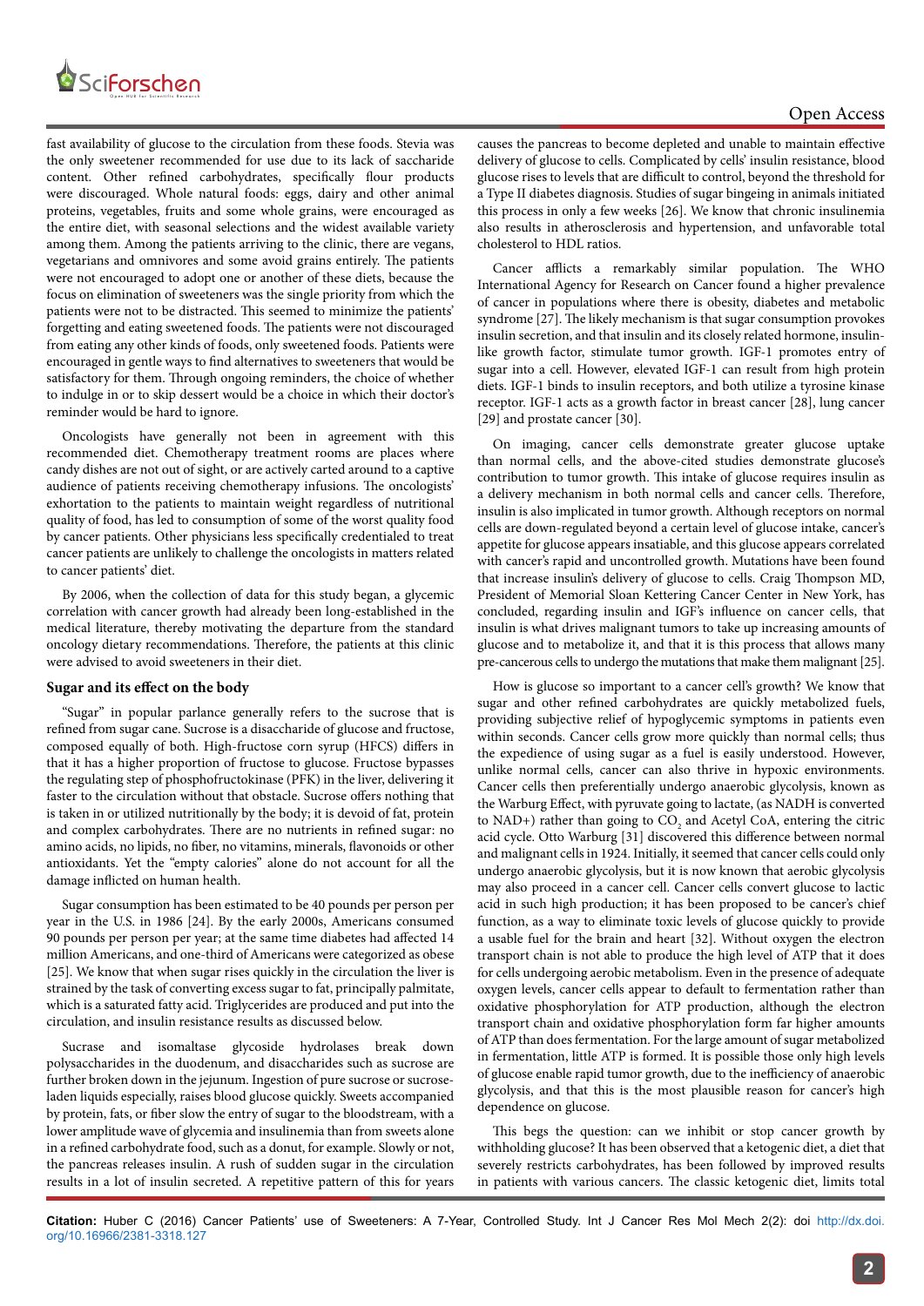fast availability of glucose to the circulation from these foods. Stevia was the only sweetener recommended for use due to its lack of saccharide content. Other refined carbohydrates, specifically flour products were discouraged. Whole natural foods: eggs, dairy and other animal proteins, vegetables, fruits and some whole grains, were encouraged as the entire diet, with seasonal selections and the widest available variety among them. Among the patients arriving to the clinic, there are vegans, vegetarians and omnivores and some avoid grains entirely. The patients were not encouraged to adopt one or another of these diets, because the focus on elimination of sweeteners was the single priority from which the patients were not to be distracted. This seemed to minimize the patients' forgetting and eating sweetened foods. The patients were not discouraged from eating any other kinds of foods, only sweetened foods. Patients were encouraged in gentle ways to find alternatives to sweeteners that would be satisfactory for them. Through ongoing reminders, the choice of whether to indulge in or to skip dessert would be a choice in which their doctor's reminder would be hard to ignore.

Oncologists have generally not been in agreement with this recommended diet. Chemotherapy treatment rooms are places where candy dishes are not out of sight, or are actively carted around to a captive audience of patients receiving chemotherapy infusions. The oncologists' exhortation to the patients to maintain weight regardless of nutritional quality of food, has led to consumption of some of the worst quality food by cancer patients. Other physicians less specifically credentialed to treat cancer patients are unlikely to challenge the oncologists in matters related to cancer patients' diet.

By 2006, when the collection of data for this study began, a glycemic correlation with cancer growth had already been long-established in the medical literature, thereby motivating the departure from the standard oncology dietary recommendations. Therefore, the patients at this clinic were advised to avoid sweeteners in their diet.

## Sugar and its effect on the body

"Sugar" in popular parlance generally refers to the sucrose that is refined from sugar cane. Sucrose is a disaccharide of glucose and fructose, composed equally of both. High-fructose corn syrup (HFCS) differs in that it has a higher proportion of fructose to glucose. Fructose bypasses the regulating step of phosphofructokinase (PFK) in the liver, delivering it faster to the circulation without that obstacle. Sucrose offers nothing that is taken in or utilized nutritionally by the body; it is devoid of fat, protein and complex carbohydrates. There are no nutrients in refined sugar: no amino acids, no lipids, no fiber, no vitamins, minerals, flavonoids or other antioxidants. Yet the "empty calories" alone do not account for all the damage inflicted on human health.

Sugar consumption has been estimated to be 40 pounds per person per year in the U.S. in 1986 [24]. By the early 2000s, Americans consumed 90 pounds per person per year; at the same time diabetes had affected 14 million Americans, and one-third of Americans were categorized as obese [25]. We know that when sugar rises quickly in the circulation the liver is strained by the task of converting excess sugar to fat, principally palmitate, which is a saturated fatty acid. Triglycerides are produced and put into the circulation, and insulin resistance results as discussed below.

Sucrase and isomaltase glycoside hydrolases break down polysaccharides in the duodenum, and disaccharides such as sucrose are further broken down in the jejunum. Ingestion of pure sucrose or sucrose-laden liquids especially, raises blood glucose quickly. Sweets accompanied by protein, fats, or fiber slow the entry of sugar to the bloodstream, with a lower amplitude wave of glycemia and insulinemia than from sweets alone in a refined carbohydrate food, such as a donut, for example. Slowly or not, the pancreas releases insulin. A rush of sudden sugar in the circulation results in a lot of insulin secreted. A repetitive pattern of this for years causes the pancreas to become depleted and unable to maintain effective delivery of glucose to cells. Complicated by cells' insulin resistance, blood glucose rises to levels that are difficult to control, beyond the threshold for a Type II diabetes diagnosis. Studies of sugar bingeing in animals initiated this process in only a few weeks [26]. We know that chronic insulinemia also results in atherosclerosis and hypertension, and unfavorable total cholesterol to HDL ratios.

Cancer afflicts a remarkably similar population. The WHO International Agency for Research on Cancer found a higher prevalence of cancer in populations where there is obesity, diabetes and metabolic syndrome [27]. The likely mechanism is that sugar consumption provokes insulin secretion, and that insulin and its closely related hormone, insulin-like growth factor, stimulate tumor growth. IGF-1 promotes entry of sugar into a cell. However, elevated IGF-1 can result from high protein diets. IGF-1 binds to insulin receptors, and both utilize a tyrosine kinase receptor. IGF-1 acts as a growth factor in breast cancer [28], lung cancer [29] and prostate cancer [30].

On imaging, cancer cells demonstrate greater glucose uptake than normal cells, and the above-cited studies demonstrate glucose's contribution to tumor growth. This intake of glucose requires insulin as a delivery mechanism in both normal cells and cancer cells. Therefore, insulin is also implicated in tumor growth. Although receptors on normal cells are down-regulated beyond a certain level of glucose intake, cancer's appetite for glucose appears insatiable, and this glucose appears correlated with cancer's rapid and uncontrolled growth. Mutations have been found that increase insulin's delivery of glucose to cells. Craig Thompson MD, President of Memorial Sloan Kettering Cancer Center in New York, has concluded, regarding insulin and IGF's influence on cancer cells, that insulin is what drives malignant tumors to take up increasing amounts of glucose and to metabolize it, and that it is this process that allows many pre-cancerous cells to undergo the mutations that make them malignant [25].

How is glucose so important to a cancer cell's growth? We know that sugar and other refined carbohydrates are quickly metabolized fuels, providing subjective relief of hypoglycemic symptoms in patients even within seconds. Cancer cells grow more quickly than normal cells; thus the expedience of using sugar as a fuel is easily understood. However, unlike normal cells, cancer can also thrive in hypoxic environments. Cancer cells then preferentially undergo anaerobic glycolysis, known as the Warburg Effect, with pyruvate going to lactate, (as NADH is converted to NAD+) rather than going to $CO_2$ and Acetyl CoA, entering the citric acid cycle. Otto Warburg [31] discovered this difference between normal and malignant cells in 1924. Initially, it seemed that cancer cells could only undergo anaerobic glycolysis, but it is now known that aerobic glycolysis may also proceed in a cancer cell. Cancer cells convert glucose to lactic acid in such high production; it has been proposed to be cancer's chief function, as a way to eliminate toxic levels of glucose quickly to provide a usable fuel for the brain and heart [32]. Without oxygen the electron transport chain is not able to produce the high level of ATP that it does for cells undergoing aerobic metabolism. Even in the presence of adequate oxygen levels, cancer cells appear to default to fermentation rather than oxidative phosphorylation for ATP production, although the electron transport chain and oxidative phosphorylation form far higher amounts of ATP than does fermentation. For the large amount of sugar metabolized in fermentation, little ATP is formed. It is possible those only high levels of glucose enable rapid tumor growth, due to the inefficiency of anaerobic glycolysis, and that this is the most plausible reason for cancer's high dependence on glucose.

This begs the question: can we inhibit or stop cancer growth by withholding glucose? It has been observed that a ketogenic diet, a diet that severely restricts carbohydrates, has been followed by improved results in patients with various cancers. The classic ketogenic diet, limits total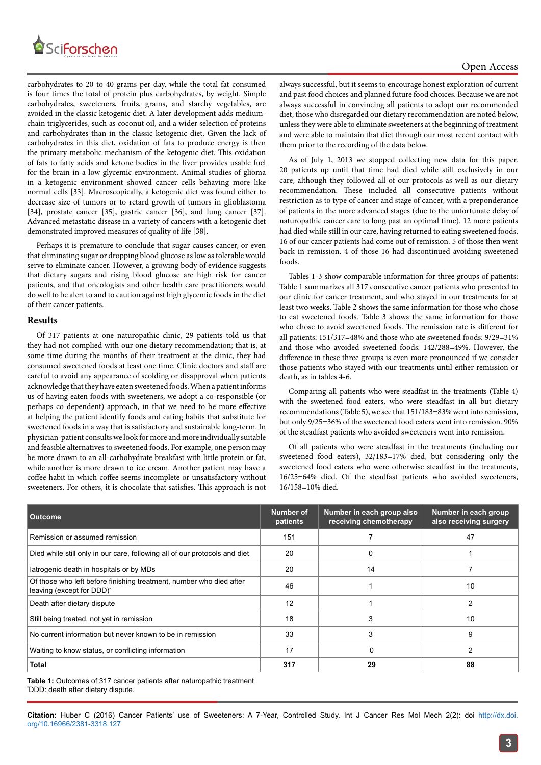carbohydrates to 20 to 40 grams per day, while the total fat consumed is four times the total of protein plus carbohydrates, by weight. Simple carbohydrates, sweeteners, fruits, grains, and starchy vegetables, are avoided in the classic ketogenic diet. A later development adds medium-chain triglycerides, such as coconut oil, and a wider selection of proteins and carbohydrates than in the classic ketogenic diet. Given the lack of carbohydrates in this diet, oxidation of fats to produce energy is then the primary metabolic mechanism of the ketogenic diet. This oxidation of fats to fatty acids and ketone bodies in the liver provides usable fuel for the brain in a low glycemic environment. Animal studies of glioma in a ketogenic environment showed cancer cells behaving more like normal cells [33]. Macroscopically, a ketogenic diet was found either to decrease size of tumors or to retard growth of tumors in glioblastoma [34], prostate cancer [35], gastric cancer [36], and lung cancer [37]. Advanced metastatic disease in a variety of cancers with a ketogenic diet demonstrated improved measures of quality of life [38].

Perhaps it is premature to conclude that sugar causes cancer, or even that eliminating sugar or dropping blood glucose as low as tolerable would serve to eliminate cancer. However, a growing body of evidence suggests that dietary sugars and rising blood glucose are high risk for cancer patients, and that oncologists and other health care practitioners would do well to be alert to and to caution against high glycemic foods in the diet of their cancer patients.

## Results

Of 317 patients at one naturopathic clinic, 29 patients told us that they had not complied with our one dietary recommendation; that is, at some time during the months of their treatment at the clinic, they had consumed sweetened foods at least one time. Clinic doctors and staff are careful to avoid any appearance of scolding or disapproval when patients acknowledge that they have eaten sweetened foods. When a patient informs us of having eaten foods with sweeteners, we adopt a co-responsible (or perhaps co-dependent) approach, in that we need to be more effective at helping the patient identify foods and eating habits that substitute for sweetened foods in a way that is satisfactory and sustainable long-term. In physician-patient consults we look for more and more individually suitable and feasible alternatives to sweetened foods. For example, one person may be more drawn to an all-carbohydrate breakfast with little protein or fat, while another is more drawn to ice cream. Another patient may have a coffee habit in which coffee seems incomplete or unsatisfactory without sweeteners. For others, it is chocolate that satisfies. This approach is not always successful, but it seems to encourage honest exploration of current and past food choices and planned future food choices. Because we are not always successful in convincing all patients to adopt our recommended diet, those who disregarded our dietary recommendation are noted below, unless they were able to eliminate sweeteners at the beginning of treatment and were able to maintain that diet through our most recent contact with them prior to the recording of the data below.

As of July 1, 2013 we stopped collecting new data for this paper. 20 patients up until that time had died while still exclusively in our care, although they followed all of our protocols as well as our dietary recommendation. These included all consecutive patients without restriction as to type of cancer and stage of cancer, with a preponderance of patients in the more advanced stages (due to the unfortunate delay of naturopathic cancer care to long past an optimal time). 12 more patients had died while still in our care, having returned to eating sweetened foods. 16 of our cancer patients had come out of remission. 5 of those then went back in remission. 4 of those 16 had discontinued avoiding sweetened foods.

Tables 1-3 show comparable information for three groups of patients: Table 1 summarizes all 317 consecutive cancer patients who presented to our clinic for cancer treatment, and who stayed in our treatments for at least two weeks. Table 2 shows the same information for those who chose to eat sweetened foods. Table 3 shows the same information for those who chose to avoid sweetened foods. The remission rate is different for all patients: 151/317=48% and those who ate sweetened foods: 9/29=31% and those who avoided sweetened foods: 142/288=49%. However, the difference in these three groups is even more pronounced if we consider those patients who stayed with our treatments until either remission or death, as in tables 4-6.

Comparing all patients who were steadfast in the treatments (Table 4) with the sweetened food eaters, who were steadfast in all but dietary recommendations (Table 5), we see that 151/183=83% went into remission, but only 9/25=36% of the sweetened food eaters went into remission. 90% of the steadfast patients who avoided sweeteners went into remission.

Of all patients who were steadfast in the treatments (including our sweetened food eaters), 32/183=17% died, but considering only the sweetened food eaters who were otherwise steadfast in the treatments, 16/25=64% died. Of the steadfast patients who avoided sweeteners, 16/158=10% died.

| Outcome | Number of patients | Number in each group also receiving chemotherapy | Number in each group also receiving surgery |
|---|---|---|---|
| Remission or assumed remission | 151 | 7 | 47 |
| Died while still only in our care, following all of our protocols and diet | 20 | 0 | 1 |
| Iatrogenic death in hospitals or by MDs | 20 | 14 | 7 |
| Of those who left before finishing treatment, number who died after leaving (except for DDD)* | 46 | 1 | 10 |
| Death after dietary dispute | 12 | 1 | 2 |
| Still being treated, not yet in remission | 18 | 3 | 10 |
| No current information but never known to be in remission | 33 | 3 | 9 |
| Waiting to know status, or conflicting information | 17 | 0 | 2 |
| **Total** | **317** | **29** | **88** |

**Table 1:** Outcomes of 317 cancer patients after naturopathic treatment
*DDD: death after dietary dispute.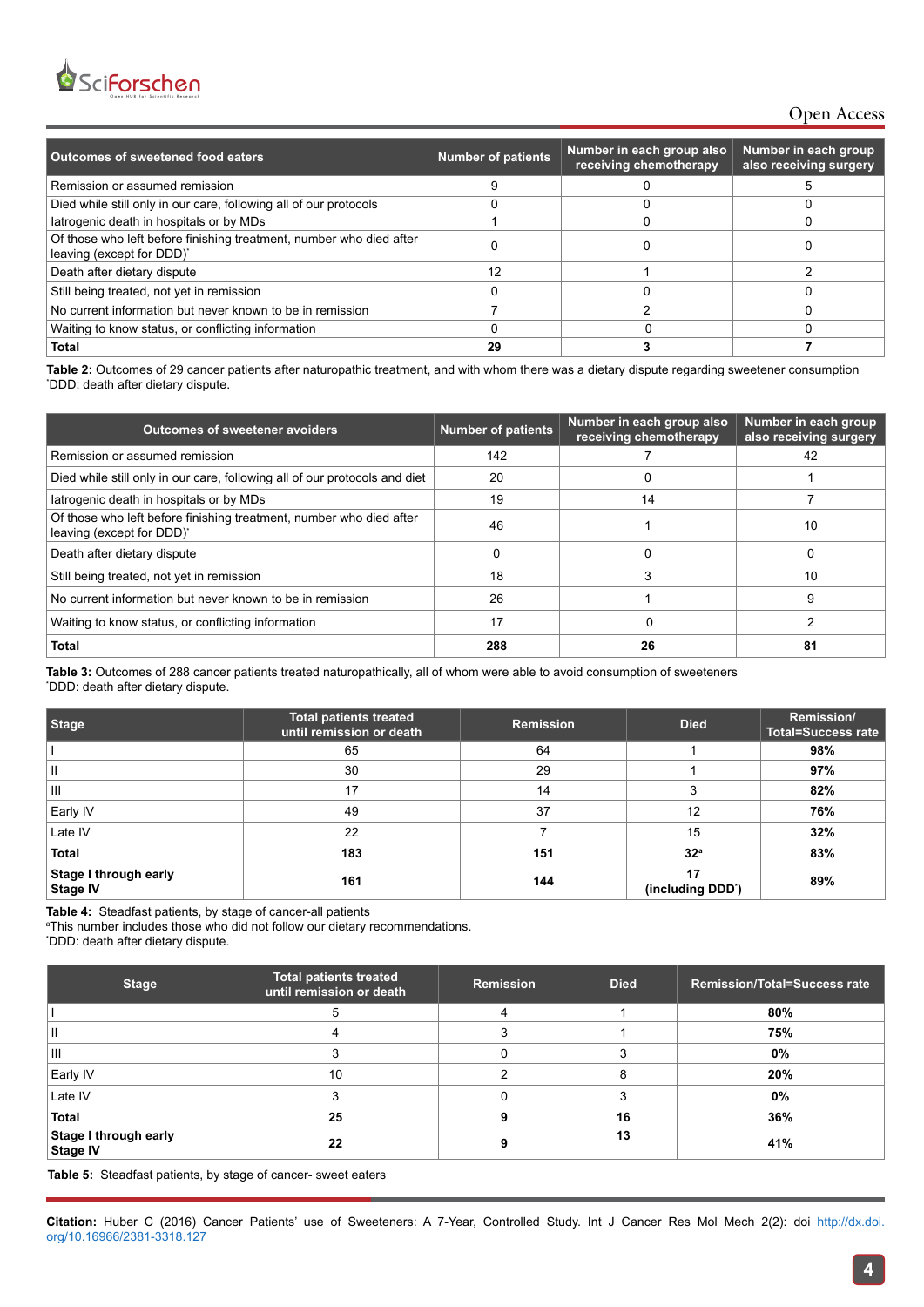| Outcomes of sweetened food eaters | Number of patients | Number in each group also receiving chemotherapy | Number in each group also receiving surgery |
|---|---|---|---|
| Remission or assumed remission | 9 | 0 | 5 |
| Died while still only in our care, following all of our protocols | 0 | 0 | 0 |
| Iatrogenic death in hospitals or by MDs | 1 | 0 | 0 |
| Of those who left before finishing treatment, number who died after leaving (except for DDD)* | 0 | 0 | 0 |
| Death after dietary dispute | 12 | 1 | 2 |
| Still being treated, not yet in remission | 0 | 0 | 0 |
| No current information but never known to be in remission | 7 | 2 | 0 |
| Waiting to know status, or conflicting information | 0 | 0 | 0 |
| **Total** | **29** | **3** | **7** |

**Table 2:** Outcomes of 29 cancer patients after naturopathic treatment, and with whom there was a dietary dispute regarding sweetener consumption
*DDD: death after dietary dispute.

| Outcomes of sweetener avoiders | Number of patients | Number in each group also receiving chemotherapy | Number in each group also receiving surgery |
|---|---|---|---|
| Remission or assumed remission | 142 | 7 | 42 |
| Died while still only in our care, following all of our protocols and diet | 20 | 0 | 1 |
| Iatrogenic death in hospitals or by MDs | 19 | 14 | 7 |
| Of those who left before finishing treatment, number who died after leaving (except for DDD)* | 46 | 1 | 10 |
| Death after dietary dispute | 0 | 0 | 0 |
| Still being treated, not yet in remission | 18 | 3 | 10 |
| No current information but never known to be in remission | 26 | 1 | 9 |
| Waiting to know status, or conflicting information | 17 | 0 | 2 |
| **Total** | **288** | **26** | **81** |

**Table 3:** Outcomes of 288 cancer patients treated naturopathically, all of whom were able to avoid consumption of sweeteners
*DDD: death after dietary dispute.

| Stage | Total patients treated until remission or death | Remission | Died | Remission/ Total=Success rate |
|---|---|---|---|---|
| I | 65 | 64 | 1 | **98%** |
| II | 30 | 29 | 1 | **97%** |
| III | 17 | 14 | 3 | **82%** |
| Early IV | 49 | 37 | 12 | **76%** |
| Late IV | 22 | 7 | 15 | **32%** |
| **Total** | **183** | **151** | **32[a]** | **83%** |
| **Stage I through early Stage IV** | **161** | **144** | **17 (including DDD*)** | **89%** |

**Table 4:** Steadfast patients, by stage of cancer-all patients
[a]This number includes those who did not follow our dietary recommendations.
*DDD: death after dietary dispute.

| Stage | Total patients treated until remission or death | Remission | Died | Remission/Total=Success rate |
|---|---|---|---|---|
| I | 5 | 4 | 1 | **80%** |
| II | 4 | 3 | 1 | **75%** |
| III | 3 | 0 | 3 | **0%** |
| Early IV | 10 | 2 | 8 | **20%** |
| Late IV | 3 | 0 | 3 | **0%** |
| **Total** | **25** | **9** | **16** | **36%** |
| **Stage I through early Stage IV** | **22** | **9** | **13** | **41%** |

**Table 5:** Steadfast patients, by stage of cancer- sweet eaters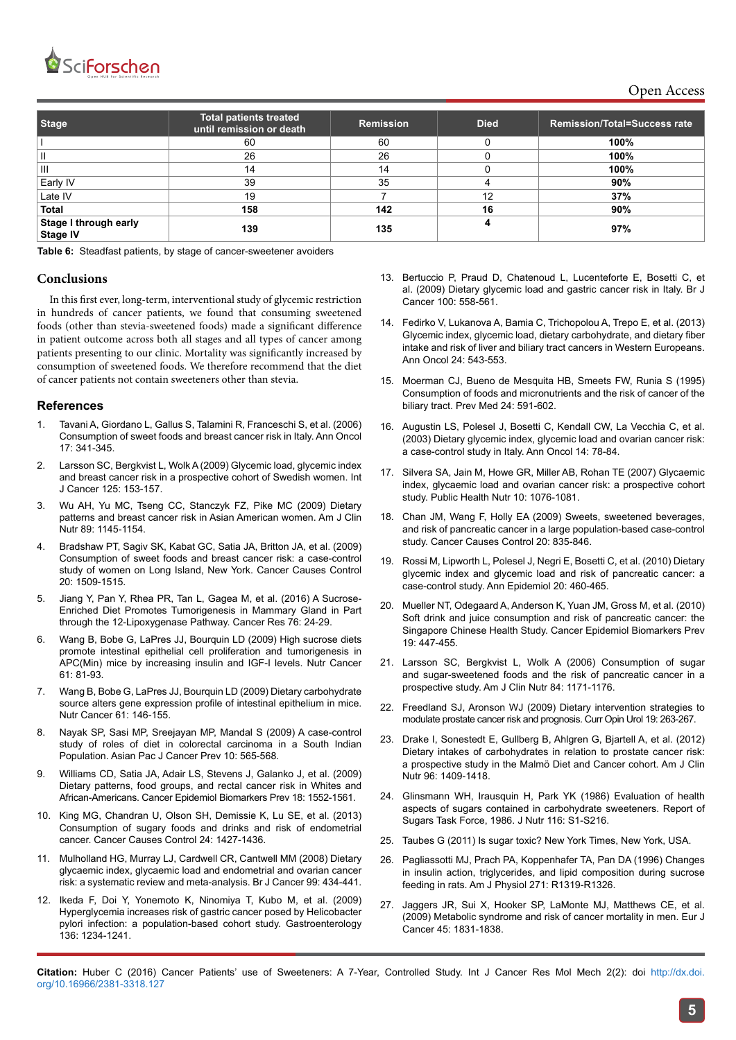| Stage | Total patients treated until remission or death | Remission | Died | Remission/Total=Success rate |
|---|---|---|---|---|
| I | 60 | 60 | 0 | **100%** |
| II | 26 | 26 | 0 | **100%** |
| III | 14 | 14 | 0 | **100%** |
| Early IV | 39 | 35 | 4 | **90%** |
| Late IV | 19 | 7 | 12 | **37%** |
| **Total** | **158** | **142** | **16** | **90%** |
| **Stage I through early Stage IV** | **139** | **135** | **4** | **97%** |

**Table 6:** Steadfast patients, by stage of cancer-sweetener avoiders

## Conclusions

In this first ever, long-term, interventional study of glycemic restriction in hundreds of cancer patients, we found that consuming sweetened foods (other than stevia-sweetened foods) made a significant difference in patient outcome across both all stages and all types of cancer among patients presenting to our clinic. Mortality was significantly increased by consumption of sweetened foods. We therefore recommend that the diet of cancer patients not contain sweeteners other than stevia.

## References

1. Tavani A, Giordano L, Gallus S, Talamini R, Franceschi S, et al. (2006) Consumption of sweet foods and breast cancer risk in Italy. Ann Oncol 17: 341-345.
2. Larsson SC, Bergkvist L, Wolk A (2009) Glycemic load, glycemic index and breast cancer risk in a prospective cohort of Swedish women. Int J Cancer 125: 153-157.
3. Wu AH, Yu MC, Tseng CC, Stanczyk FZ, Pike MC (2009) Dietary patterns and breast cancer risk in Asian American women. Am J Clin Nutr 89: 1145-1154.
4. Bradshaw PT, Sagiv SK, Kabat GC, Satia JA, Britton JA, et al. (2009) Consumption of sweet foods and breast cancer risk: a case-control study of women on Long Island, New York. Cancer Causes Control 20: 1509-1515.
5. Jiang Y, Pan Y, Rhea PR, Tan L, Gagea M, et al. (2016) A Sucrose-Enriched Diet Promotes Tumorigenesis in Mammary Gland in Part through the 12-Lipoxygenase Pathway. Cancer Res 76: 24-29.
6. Wang B, Bobe G, LaPres JJ, Bourquin LD (2009) High sucrose diets promote intestinal epithelial cell proliferation and tumorigenesis in APC(Min) mice by increasing insulin and IGF-I levels. Nutr Cancer 61: 81-93.
7. Wang B, Bobe G, LaPres JJ, Bourquin LD (2009) Dietary carbohydrate source alters gene expression profile of intestinal epithelium in mice. Nutr Cancer 61: 146-155.
8. Nayak SP, Sasi MP, Sreejayan MP, Mandal S (2009) A case-control study of roles of diet in colorectal carcinoma in a South Indian Population. Asian Pac J Cancer Prev 10: 565-568.
9. Williams CD, Satia JA, Adair LS, Stevens J, Galanko J, et al. (2009) Dietary patterns, food groups, and rectal cancer risk in Whites and African-Americans. Cancer Epidemiol Biomarkers Prev 18: 1552-1561.
10. King MG, Chandran U, Olson SH, Demissie K, Lu SE, et al. (2013) Consumption of sugary foods and drinks and risk of endometrial cancer. Cancer Causes Control 24: 1427-1436.
11. Mulholland HG, Murray LJ, Cardwell CR, Cantwell MM (2008) Dietary glycaemic index, glycaemic load and endometrial and ovarian cancer risk: a systematic review and meta-analysis. Br J Cancer 99: 434-441.
12. Ikeda F, Doi Y, Yonemoto K, Ninomiya T, Kubo M, et al. (2009) Hyperglycemia increases risk of gastric cancer posed by Helicobacter pylori infection: a population-based cohort study. Gastroenterology 136: 1234-1241.
13. Bertuccio P, Praud D, Chatenoud L, Lucenteforte E, Bosetti C, et al. (2009) Dietary glycemic load and gastric cancer risk in Italy. Br J Cancer 100: 558-561.
14. Fedirko V, Lukanova A, Bamia C, Trichopolou A, Trepo E, et al. (2013) Glycemic index, glycemic load, dietary carbohydrate, and dietary fiber intake and risk of liver and biliary tract cancers in Western Europeans. Ann Oncol 24: 543-553.
15. Moerman CJ, Bueno de Mesquita HB, Smeets FW, Runia S (1995) Consumption of foods and micronutrients and the risk of cancer of the biliary tract. Prev Med 24: 591-602.
16. Augustin LS, Polesel J, Bosetti C, Kendall CW, La Vecchia C, et al. (2003) Dietary glycemic index, glycemic load and ovarian cancer risk: a case-control study in Italy. Ann Oncol 14: 78-84.
17. Silvera SA, Jain M, Howe GR, Miller AB, Rohan TE (2007) Glycaemic index, glycaemic load and ovarian cancer risk: a prospective cohort study. Public Health Nutr 10: 1076-1081.
18. Chan JM, Wang F, Holly EA (2009) Sweets, sweetened beverages, and risk of pancreatic cancer in a large population-based case-control study. Cancer Causes Control 20: 835-846.
19. Rossi M, Lipworth L, Polesel J, Negri E, Bosetti C, et al. (2010) Dietary glycemic index and glycemic load and risk of pancreatic cancer: a case-control study. Ann Epidemiol 20: 460-465.
20. Mueller NT, Odegaard A, Anderson K, Yuan JM, Gross M, et al. (2010) Soft drink and juice consumption and risk of pancreatic cancer: the Singapore Chinese Health Study. Cancer Epidemiol Biomarkers Prev 19: 447-455.
21. Larsson SC, Bergkvist L, Wolk A (2006) Consumption of sugar and sugar-sweetened foods and the risk of pancreatic cancer in a prospective study. Am J Clin Nutr 84: 1171-1176.
22. Freedland SJ, Aronson WJ (2009) Dietary intervention strategies to modulate prostate cancer risk and prognosis. Curr Opin Urol 19: 263-267.
23. Drake I, Sonestedt E, Gullberg B, Ahlgren G, Bjartell A, et al. (2012) Dietary intakes of carbohydrates in relation to prostate cancer risk: a prospective study in the Malmö Diet and Cancer cohort. Am J Clin Nutr 96: 1409-1418.
24. Glinsmann WH, Irausquin H, Park YK (1986) Evaluation of health aspects of sugars contained in carbohydrate sweeteners. Report of Sugars Task Force, 1986. J Nutr 116: S1-S216.
25. Taubes G (2011) Is sugar toxic? New York Times, New York, USA.
26. Pagliassotti MJ, Prach PA, Koppenhafer TA, Pan DA (1996) Changes in insulin action, triglycerides, and lipid composition during sucrose feeding in rats. Am J Physiol 271: R1319-R1326.
27. Jaggers JR, Sui X, Hooker SP, LaMonte MJ, Matthews CE, et al. (2009) Metabolic syndrome and risk of cancer mortality in men. Eur J Cancer 45: 1831-1838.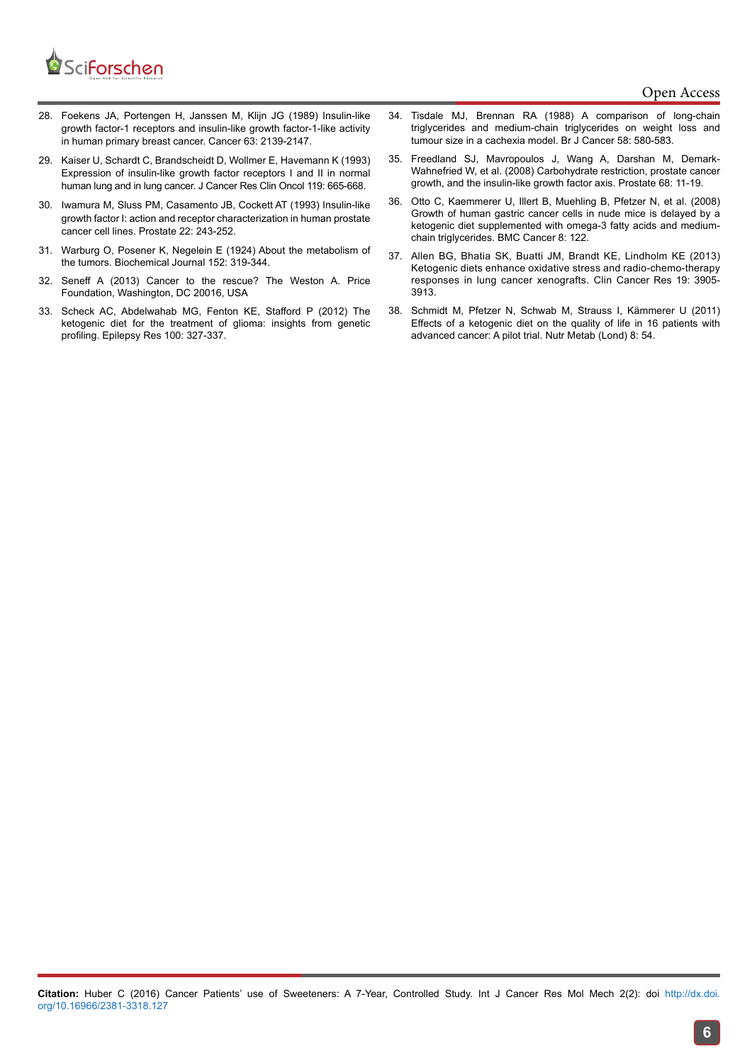28. Foekens JA, Portengen H, Janssen M, Klijn JG (1989) Insulin-like growth factor-1 receptors and insulin-like growth factor-1-like activity in human primary breast cancer. Cancer 63: 2139-2147.
29. Kaiser U, Schardt C, Brandscheidt D, Wollmer E, Havemann K (1993) Expression of insulin-like growth factor receptors I and II in normal human lung and in lung cancer. J Cancer Res Clin Oncol 119: 665-668.
30. Iwamura M, Sluss PM, Casamento JB, Cockett AT (1993) Insulin-like growth factor I: action and receptor characterization in human prostate cancer cell lines. Prostate 22: 243-252.
31. Warburg O, Posener K, Negelein E (1924) About the metabolism of the tumors. Biochemical Journal 152: 319-344.
32. Seneff A (2013) Cancer to the rescue? The Weston A. Price Foundation, Washington, DC 20016, USA
33. Scheck AC, Abdelwahab MG, Fenton KE, Stafford P (2012) The ketogenic diet for the treatment of glioma: insights from genetic profiling. Epilepsy Res 100: 327-337.
34. Tisdale MJ, Brennan RA (1988) A comparison of long-chain triglycerides and medium-chain triglycerides on weight loss and tumour size in a cachexia model. Br J Cancer 58: 580-583.
35. Freedland SJ, Mavropoulos J, Wang A, Darshan M, Demark-Wahnefried W, et al. (2008) Carbohydrate restriction, prostate cancer growth, and the insulin-like growth factor axis. Prostate 68: 11-19.
36. Otto C, Kaemmerer U, Illert B, Muehling B, Pfetzer N, et al. (2008) Growth of human gastric cancer cells in nude mice is delayed by a ketogenic diet supplemented with omega-3 fatty acids and medium-chain triglycerides. BMC Cancer 8: 122.
37. Allen BG, Bhatia SK, Buatti JM, Brandt KE, Lindholm KE (2013) Ketogenic diets enhance oxidative stress and radio-chemo-therapy responses in lung cancer xenografts. Clin Cancer Res 19: 3905-3913.
38. Schmidt M, Pfetzer N, Schwab M, Strauss I, Kämmerer U (2011) Effects of a ketogenic diet on the quality of life in 16 patients with advanced cancer: A pilot trial. Nutr Metab (Lond) 8: 54.